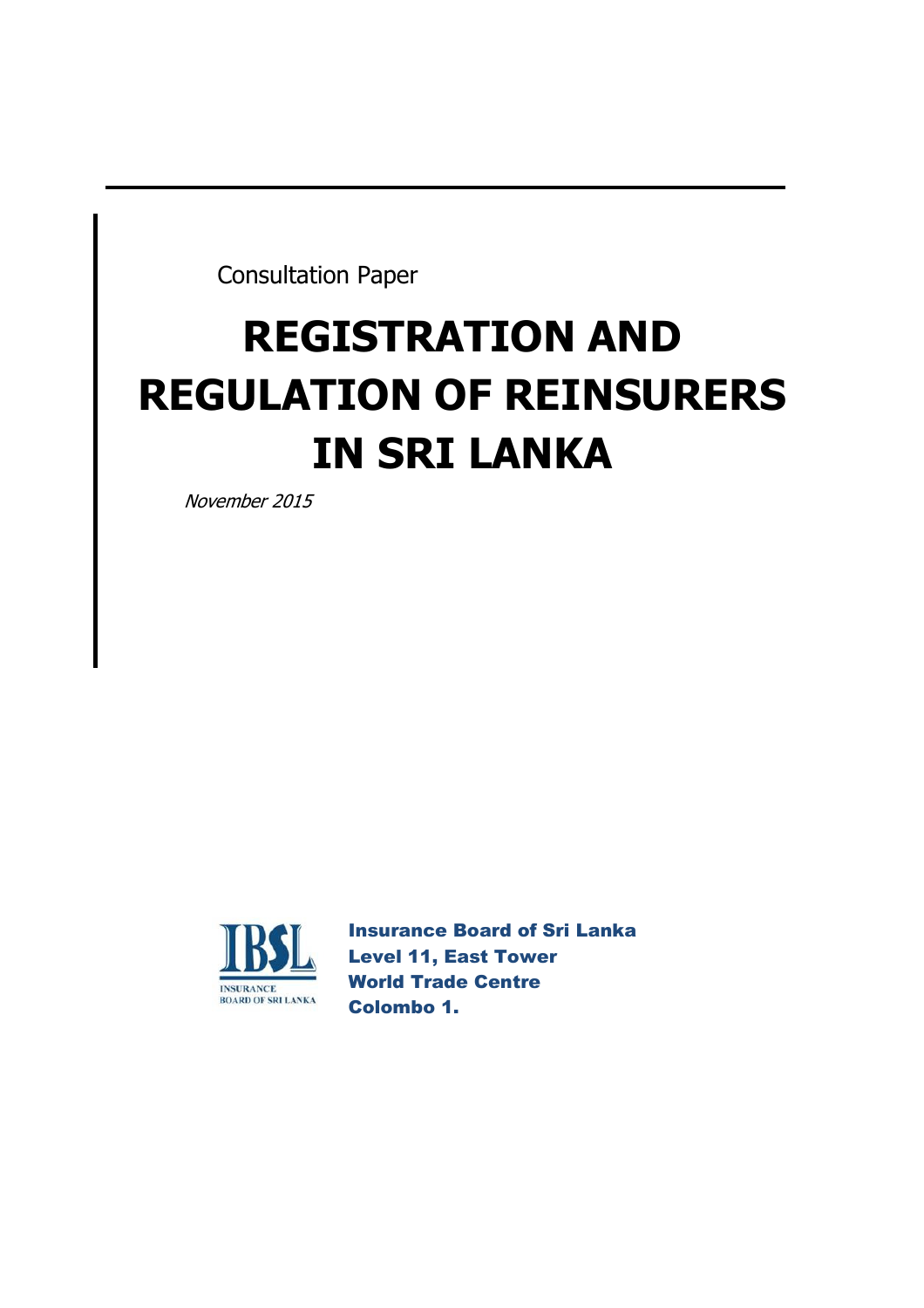Consultation Paper

# REGISTRATION AND REGULATION OF REINSURERS IN SRI LANKA

*November 2015*

**Insurance Board of Sri Lanka**
**Level 11, East Tower**
**World Trade Centre**
**Colombo 1.**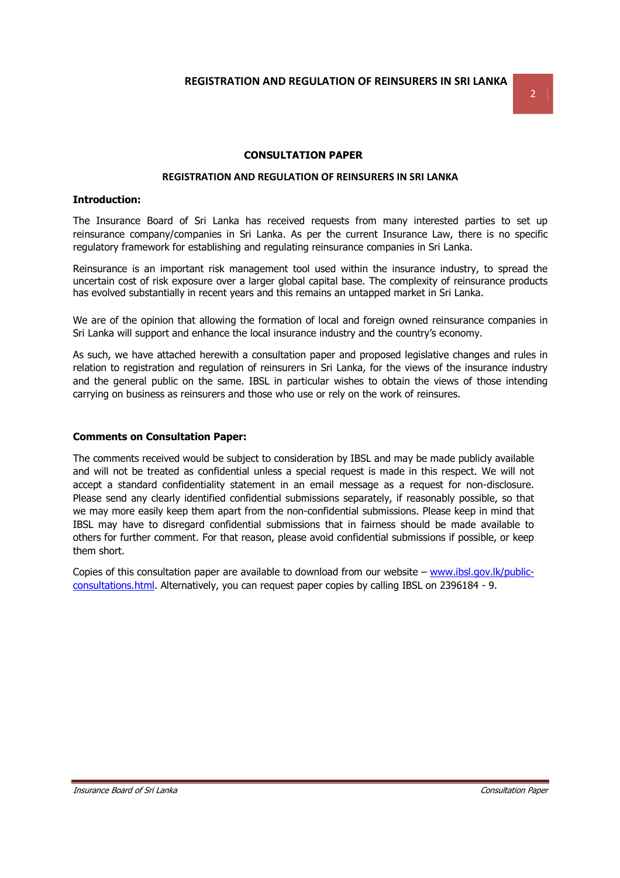## CONSULTATION PAPER

### REGISTRATION AND REGULATION OF REINSURERS IN SRI LANKA

**Introduction:**

The Insurance Board of Sri Lanka has received requests from many interested parties to set up reinsurance company/companies in Sri Lanka. As per the current Insurance Law, there is no specific regulatory framework for establishing and regulating reinsurance companies in Sri Lanka.

Reinsurance is an important risk management tool used within the insurance industry, to spread the uncertain cost of risk exposure over a larger global capital base. The complexity of reinsurance products has evolved substantially in recent years and this remains an untapped market in Sri Lanka.

We are of the opinion that allowing the formation of local and foreign owned reinsurance companies in Sri Lanka will support and enhance the local insurance industry and the country's economy.

As such, we have attached herewith a consultation paper and proposed legislative changes and rules in relation to registration and regulation of reinsurers in Sri Lanka, for the views of the insurance industry and the general public on the same. IBSL in particular wishes to obtain the views of those intending carrying on business as reinsurers and those who use or rely on the work of reinsures.

**Comments on Consultation Paper:**

The comments received would be subject to consideration by IBSL and may be made publicly available and will not be treated as confidential unless a special request is made in this respect. We will not accept a standard confidentiality statement in an email message as a request for non-disclosure. Please send any clearly identified confidential submissions separately, if reasonably possible, so that we may more easily keep them apart from the non-confidential submissions. Please keep in mind that IBSL may have to disregard confidential submissions that in fairness should be made available to others for further comment. For that reason, please avoid confidential submissions if possible, or keep them short.

Copies of this consultation paper are available to download from our website – [www.ibsl.gov.lk/public-consultations.html](www.ibsl.gov.lk/public-consultations.html). Alternatively, you can request paper copies by calling IBSL on 2396184 - 9.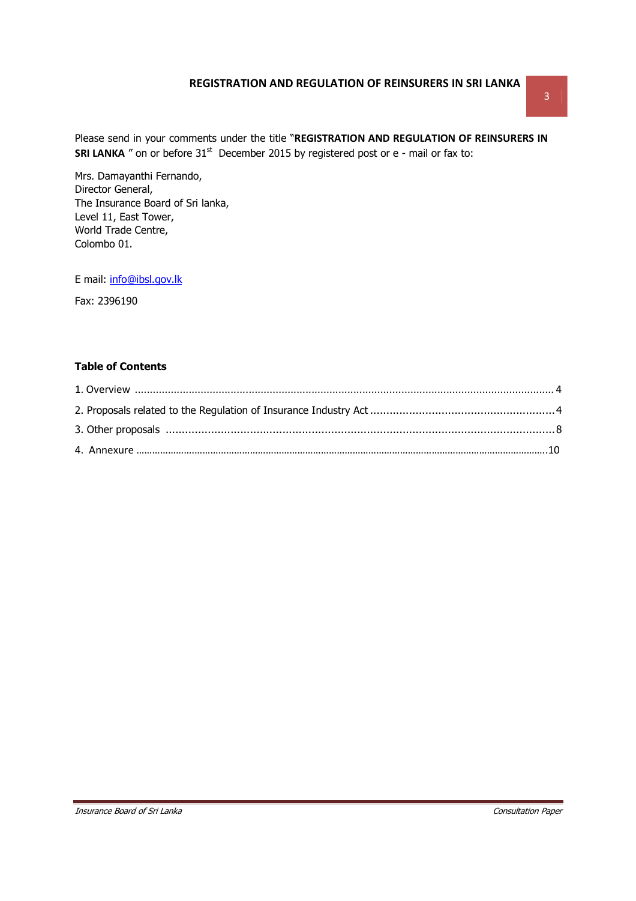Please send in your comments under the title "**REGISTRATION AND REGULATION OF REINSURERS IN SRI LANKA** " on or before 31st December 2015 by registered post or e - mail or fax to:

Mrs. Damayanthi Fernando,
Director General,
The Insurance Board of Sri lanka,
Level 11, East Tower,
World Trade Centre,
Colombo 01.

E mail: info@ibsl.gov.lk

Fax: 2396190

**Table of Contents**

1. Overview ........................................................................................................................................ 4
2. Proposals related to the Regulation of Insurance Industry Act ......................................................... 4
3. Other proposals ........................................................................................................................ 8
4. Annexure ..................................................................................................................................... 10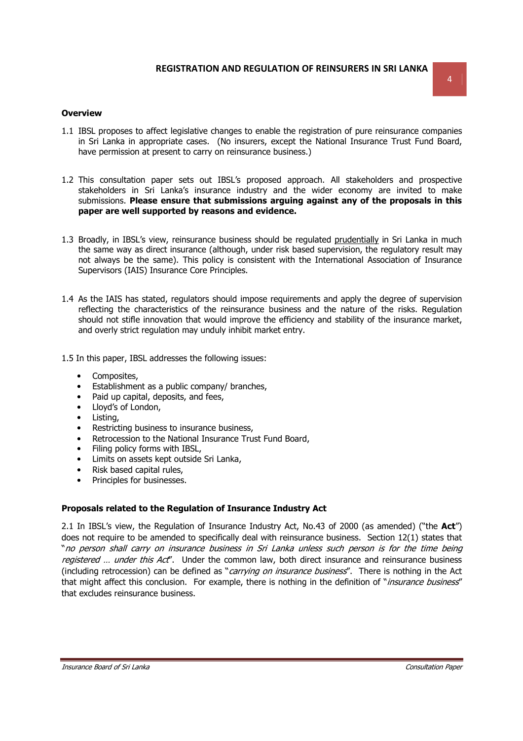**Overview**

1.1 IBSL proposes to affect legislative changes to enable the registration of pure reinsurance companies in Sri Lanka in appropriate cases. (No insurers, except the National Insurance Trust Fund Board, have permission at present to carry on reinsurance business.)

1.2 This consultation paper sets out IBSL's proposed approach. All stakeholders and prospective stakeholders in Sri Lanka's insurance industry and the wider economy are invited to make submissions. **Please ensure that submissions arguing against any of the proposals in this paper are well supported by reasons and evidence.**

1.3 Broadly, in IBSL's view, reinsurance business should be regulated prudentially in Sri Lanka in much the same way as direct insurance (although, under risk based supervision, the regulatory result may not always be the same). This policy is consistent with the International Association of Insurance Supervisors (IAIS) Insurance Core Principles.

1.4 As the IAIS has stated, regulators should impose requirements and apply the degree of supervision reflecting the characteristics of the reinsurance business and the nature of the risks. Regulation should not stifle innovation that would improve the efficiency and stability of the insurance market, and overly strict regulation may unduly inhibit market entry.

1.5 In this paper, IBSL addresses the following issues:

- Composites,
- Establishment as a public company/ branches,
- Paid up capital, deposits, and fees,
- Lloyd's of London,
- Listing,
- Restricting business to insurance business,
- Retrocession to the National Insurance Trust Fund Board,
- Filing policy forms with IBSL,
- Limits on assets kept outside Sri Lanka,
- Risk based capital rules,
- Principles for businesses.

**Proposals related to the Regulation of Insurance Industry Act**

2.1 In IBSL's view, the Regulation of Insurance Industry Act, No.43 of 2000 (as amended) ("the **Act**") does not require to be amended to specifically deal with reinsurance business. Section 12(1) states that "*no person shall carry on insurance business in Sri Lanka unless such person is for the time being registered … under this Act*". Under the common law, both direct insurance and reinsurance business (including retrocession) can be defined as "*carrying on insurance business*". There is nothing in the Act that might affect this conclusion. For example, there is nothing in the definition of "*insurance business*" that excludes reinsurance business.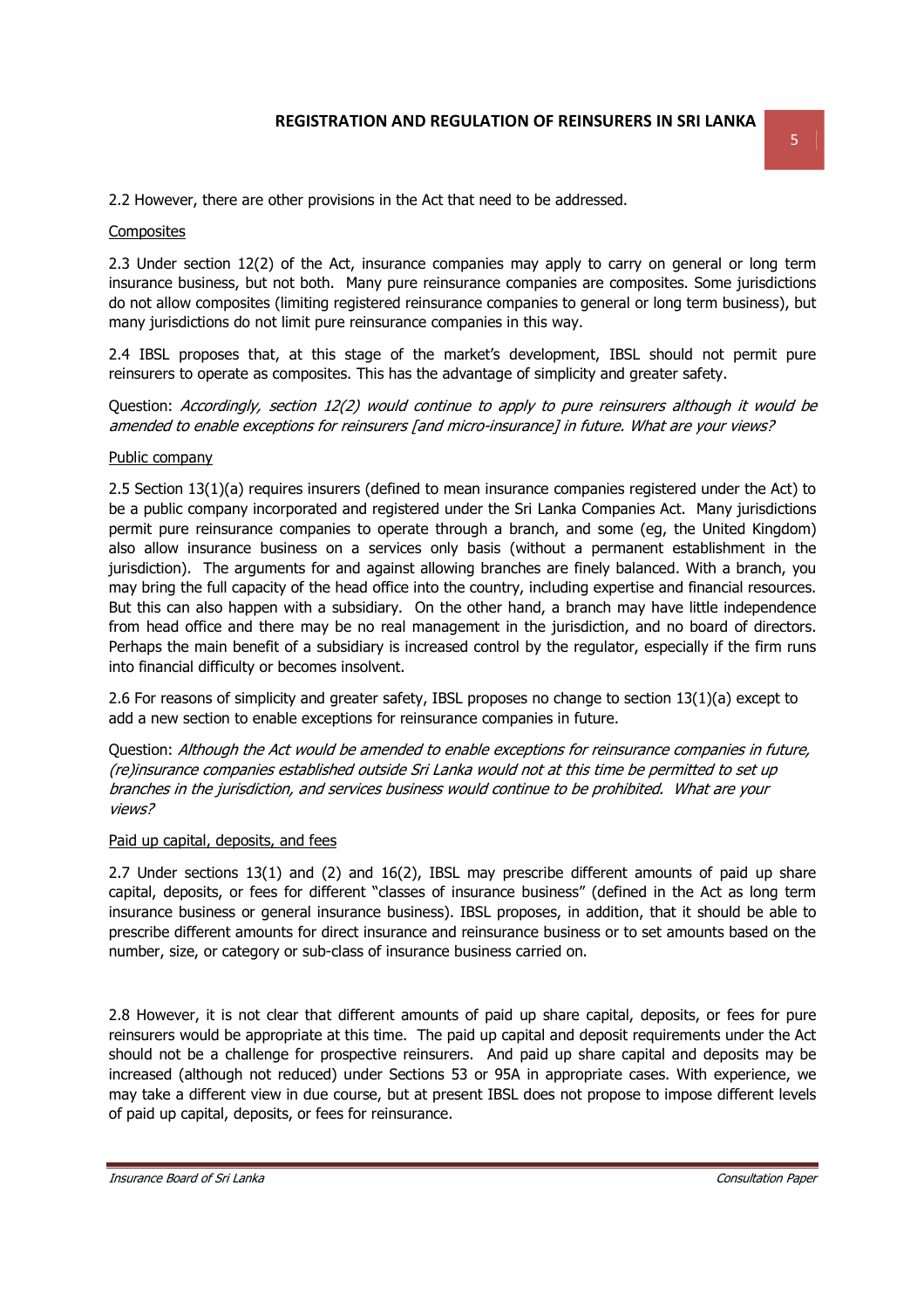2.2 However, there are other provisions in the Act that need to be addressed.

Composites

2.3 Under section 12(2) of the Act, insurance companies may apply to carry on general or long term insurance business, but not both. Many pure reinsurance companies are composites. Some jurisdictions do not allow composites (limiting registered reinsurance companies to general or long term business), but many jurisdictions do not limit pure reinsurance companies in this way.

2.4 IBSL proposes that, at this stage of the market's development, IBSL should not permit pure reinsurers to operate as composites. This has the advantage of simplicity and greater safety.

Question: *Accordingly, section 12(2) would continue to apply to pure reinsurers although it would be amended to enable exceptions for reinsurers [and micro-insurance] in future. What are your views?*

Public company

2.5 Section 13(1)(a) requires insurers (defined to mean insurance companies registered under the Act) to be a public company incorporated and registered under the Sri Lanka Companies Act. Many jurisdictions permit pure reinsurance companies to operate through a branch, and some (eg, the United Kingdom) also allow insurance business on a services only basis (without a permanent establishment in the jurisdiction). The arguments for and against allowing branches are finely balanced. With a branch, you may bring the full capacity of the head office into the country, including expertise and financial resources. But this can also happen with a subsidiary. On the other hand, a branch may have little independence from head office and there may be no real management in the jurisdiction, and no board of directors. Perhaps the main benefit of a subsidiary is increased control by the regulator, especially if the firm runs into financial difficulty or becomes insolvent.

2.6 For reasons of simplicity and greater safety, IBSL proposes no change to section 13(1)(a) except to add a new section to enable exceptions for reinsurance companies in future.

Question: *Although the Act would be amended to enable exceptions for reinsurance companies in future, (re)insurance companies established outside Sri Lanka would not at this time be permitted to set up branches in the jurisdiction, and services business would continue to be prohibited. What are your views?*

Paid up capital, deposits, and fees

2.7 Under sections 13(1) and (2) and 16(2), IBSL may prescribe different amounts of paid up share capital, deposits, or fees for different "classes of insurance business" (defined in the Act as long term insurance business or general insurance business). IBSL proposes, in addition, that it should be able to prescribe different amounts for direct insurance and reinsurance business or to set amounts based on the number, size, or category or sub-class of insurance business carried on.

2.8 However, it is not clear that different amounts of paid up share capital, deposits, or fees for pure reinsurers would be appropriate at this time. The paid up capital and deposit requirements under the Act should not be a challenge for prospective reinsurers. And paid up share capital and deposits may be increased (although not reduced) under Sections 53 or 95A in appropriate cases. With experience, we may take a different view in due course, but at present IBSL does not propose to impose different levels of paid up capital, deposits, or fees for reinsurance.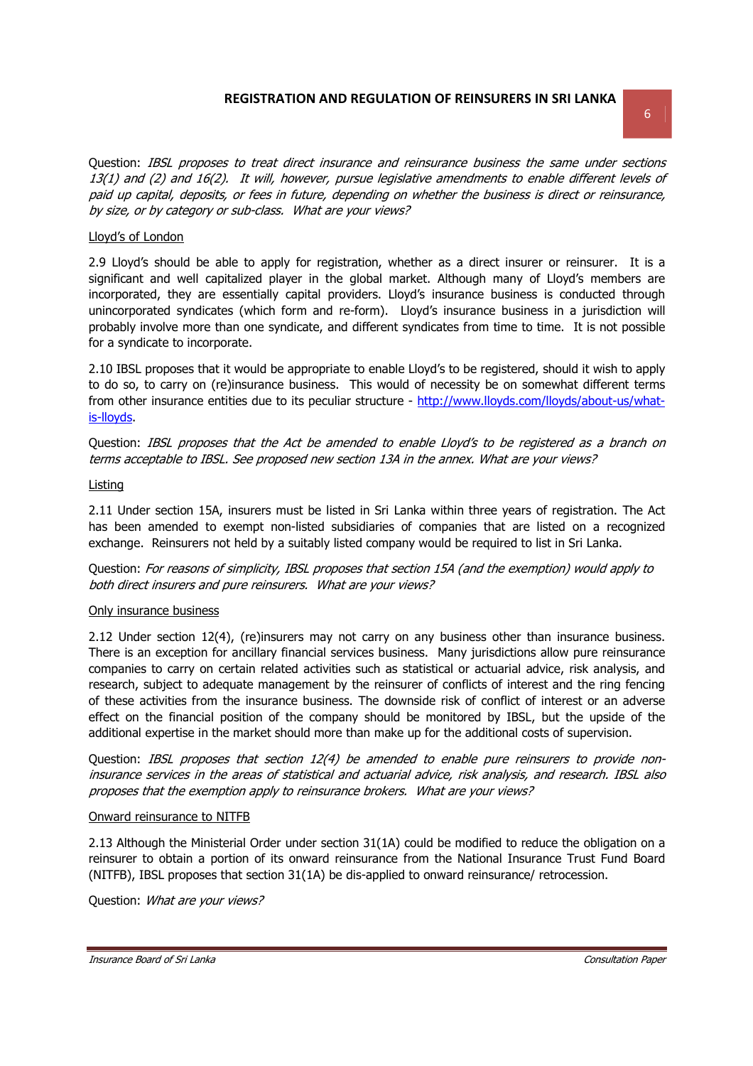Question: *IBSL proposes to treat direct insurance and reinsurance business the same under sections 13(1) and (2) and 16(2). It will, however, pursue legislative amendments to enable different levels of paid up capital, deposits, or fees in future, depending on whether the business is direct or reinsurance, by size, or by category or sub-class. What are your views?*

Lloyd's of London

2.9 Lloyd's should be able to apply for registration, whether as a direct insurer or reinsurer. It is a significant and well capitalized player in the global market. Although many of Lloyd's members are incorporated, they are essentially capital providers. Lloyd's insurance business is conducted through unincorporated syndicates (which form and re-form). Lloyd's insurance business in a jurisdiction will probably involve more than one syndicate, and different syndicates from time to time. It is not possible for a syndicate to incorporate.

2.10 IBSL proposes that it would be appropriate to enable Lloyd's to be registered, should it wish to apply to do so, to carry on (re)insurance business. This would of necessity be on somewhat different terms from other insurance entities due to its peculiar structure - [http://www.lloyds.com/lloyds/about-us/what-is-lloyds](http://www.lloyds.com/lloyds/about-us/what-is-lloyds).

Question: *IBSL proposes that the Act be amended to enable Lloyd's to be registered as a branch on terms acceptable to IBSL. See proposed new section 13A in the annex. What are your views?*

Listing

2.11 Under section 15A, insurers must be listed in Sri Lanka within three years of registration. The Act has been amended to exempt non-listed subsidiaries of companies that are listed on a recognized exchange. Reinsurers not held by a suitably listed company would be required to list in Sri Lanka.

Question: *For reasons of simplicity, IBSL proposes that section 15A (and the exemption) would apply to both direct insurers and pure reinsurers. What are your views?*

Only insurance business

2.12 Under section 12(4), (re)insurers may not carry on any business other than insurance business. There is an exception for ancillary financial services business. Many jurisdictions allow pure reinsurance companies to carry on certain related activities such as statistical or actuarial advice, risk analysis, and research, subject to adequate management by the reinsurer of conflicts of interest and the ring fencing of these activities from the insurance business. The downside risk of conflict of interest or an adverse effect on the financial position of the company should be monitored by IBSL, but the upside of the additional expertise in the market should more than make up for the additional costs of supervision.

Question: *IBSL proposes that section 12(4) be amended to enable pure reinsurers to provide non-insurance services in the areas of statistical and actuarial advice, risk analysis, and research. IBSL also proposes that the exemption apply to reinsurance brokers. What are your views?*

Onward reinsurance to NITFB

2.13 Although the Ministerial Order under section 31(1A) could be modified to reduce the obligation on a reinsurer to obtain a portion of its onward reinsurance from the National Insurance Trust Fund Board (NITFB), IBSL proposes that section 31(1A) be dis-applied to onward reinsurance/ retrocession.

Question: *What are your views?*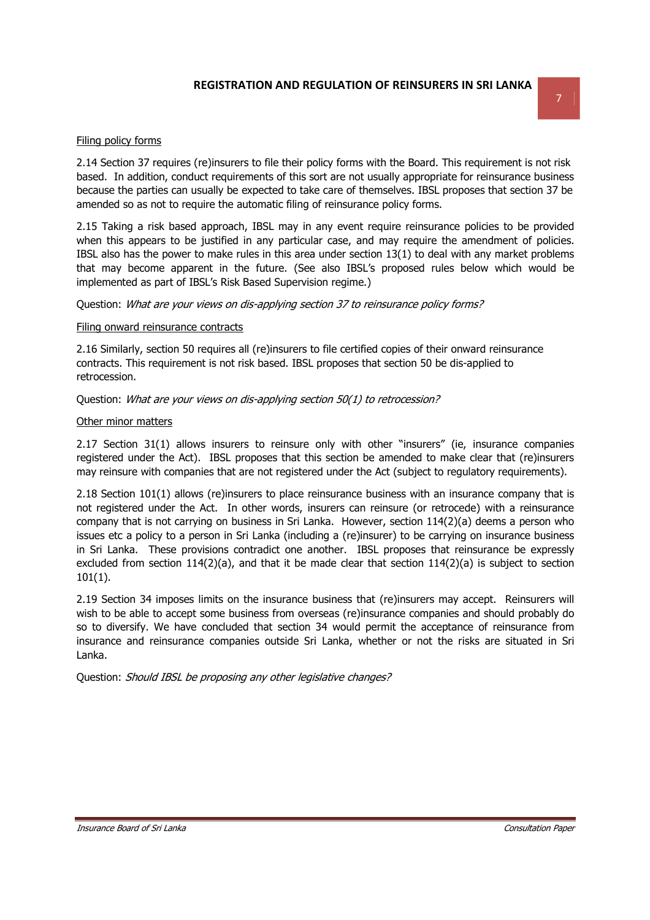Filing policy forms

2.14 Section 37 requires (re)insurers to file their policy forms with the Board. This requirement is not risk based. In addition, conduct requirements of this sort are not usually appropriate for reinsurance business because the parties can usually be expected to take care of themselves. IBSL proposes that section 37 be amended so as not to require the automatic filing of reinsurance policy forms.

2.15 Taking a risk based approach, IBSL may in any event require reinsurance policies to be provided when this appears to be justified in any particular case, and may require the amendment of policies. IBSL also has the power to make rules in this area under section 13(1) to deal with any market problems that may become apparent in the future. (See also IBSL's proposed rules below which would be implemented as part of IBSL's Risk Based Supervision regime.)

Question: *What are your views on dis-applying section 37 to reinsurance policy forms?*

Filing onward reinsurance contracts

2.16 Similarly, section 50 requires all (re)insurers to file certified copies of their onward reinsurance contracts. This requirement is not risk based. IBSL proposes that section 50 be dis-applied to retrocession.

Question: *What are your views on dis-applying section 50(1) to retrocession?*

Other minor matters

2.17 Section 31(1) allows insurers to reinsure only with other "insurers" (ie, insurance companies registered under the Act). IBSL proposes that this section be amended to make clear that (re)insurers may reinsure with companies that are not registered under the Act (subject to regulatory requirements).

2.18 Section 101(1) allows (re)insurers to place reinsurance business with an insurance company that is not registered under the Act. In other words, insurers can reinsure (or retrocede) with a reinsurance company that is not carrying on business in Sri Lanka. However, section 114(2)(a) deems a person who issues etc a policy to a person in Sri Lanka (including a (re)insurer) to be carrying on insurance business in Sri Lanka. These provisions contradict one another. IBSL proposes that reinsurance be expressly excluded from section 114(2)(a), and that it be made clear that section 114(2)(a) is subject to section 101(1).

2.19 Section 34 imposes limits on the insurance business that (re)insurers may accept. Reinsurers will wish to be able to accept some business from overseas (re)insurance companies and should probably do so to diversify. We have concluded that section 34 would permit the acceptance of reinsurance from insurance and reinsurance companies outside Sri Lanka, whether or not the risks are situated in Sri Lanka.

Question: *Should IBSL be proposing any other legislative changes?*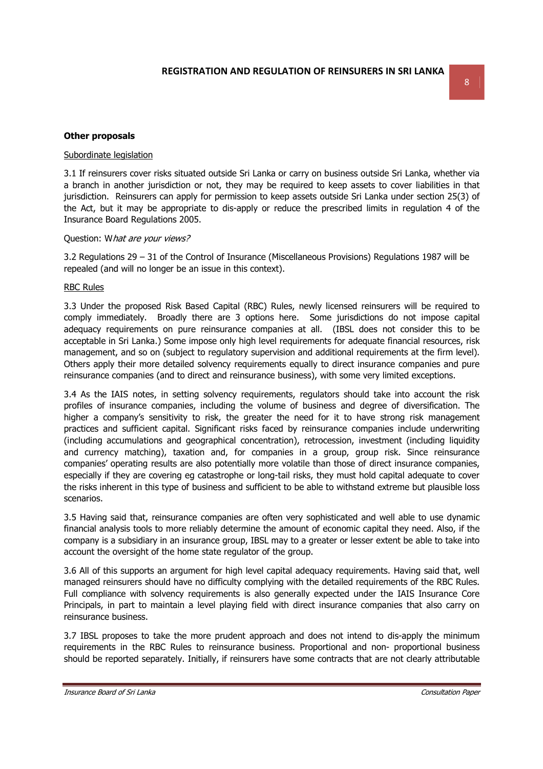**Other proposals**

Subordinate legislation

3.1 If reinsurers cover risks situated outside Sri Lanka or carry on business outside Sri Lanka, whether via a branch in another jurisdiction or not, they may be required to keep assets to cover liabilities in that jurisdiction. Reinsurers can apply for permission to keep assets outside Sri Lanka under section 25(3) of the Act, but it may be appropriate to dis-apply or reduce the prescribed limits in regulation 4 of the Insurance Board Regulations 2005.

Question: W*hat are your views?*

3.2 Regulations 29 – 31 of the Control of Insurance (Miscellaneous Provisions) Regulations 1987 will be repealed (and will no longer be an issue in this context).

RBC Rules

3.3 Under the proposed Risk Based Capital (RBC) Rules, newly licensed reinsurers will be required to comply immediately. Broadly there are 3 options here. Some jurisdictions do not impose capital adequacy requirements on pure reinsurance companies at all. (IBSL does not consider this to be acceptable in Sri Lanka.) Some impose only high level requirements for adequate financial resources, risk management, and so on (subject to regulatory supervision and additional requirements at the firm level). Others apply their more detailed solvency requirements equally to direct insurance companies and pure reinsurance companies (and to direct and reinsurance business), with some very limited exceptions.

3.4 As the IAIS notes, in setting solvency requirements, regulators should take into account the risk profiles of insurance companies, including the volume of business and degree of diversification. The higher a company's sensitivity to risk, the greater the need for it to have strong risk management practices and sufficient capital. Significant risks faced by reinsurance companies include underwriting (including accumulations and geographical concentration), retrocession, investment (including liquidity and currency matching), taxation and, for companies in a group, group risk. Since reinsurance companies' operating results are also potentially more volatile than those of direct insurance companies, especially if they are covering eg catastrophe or long-tail risks, they must hold capital adequate to cover the risks inherent in this type of business and sufficient to be able to withstand extreme but plausible loss scenarios.

3.5 Having said that, reinsurance companies are often very sophisticated and well able to use dynamic financial analysis tools to more reliably determine the amount of economic capital they need. Also, if the company is a subsidiary in an insurance group, IBSL may to a greater or lesser extent be able to take into account the oversight of the home state regulator of the group.

3.6 All of this supports an argument for high level capital adequacy requirements. Having said that, well managed reinsurers should have no difficulty complying with the detailed requirements of the RBC Rules. Full compliance with solvency requirements is also generally expected under the IAIS Insurance Core Principals, in part to maintain a level playing field with direct insurance companies that also carry on reinsurance business.

3.7 IBSL proposes to take the more prudent approach and does not intend to dis-apply the minimum requirements in the RBC Rules to reinsurance business. Proportional and non- proportional business should be reported separately. Initially, if reinsurers have some contracts that are not clearly attributable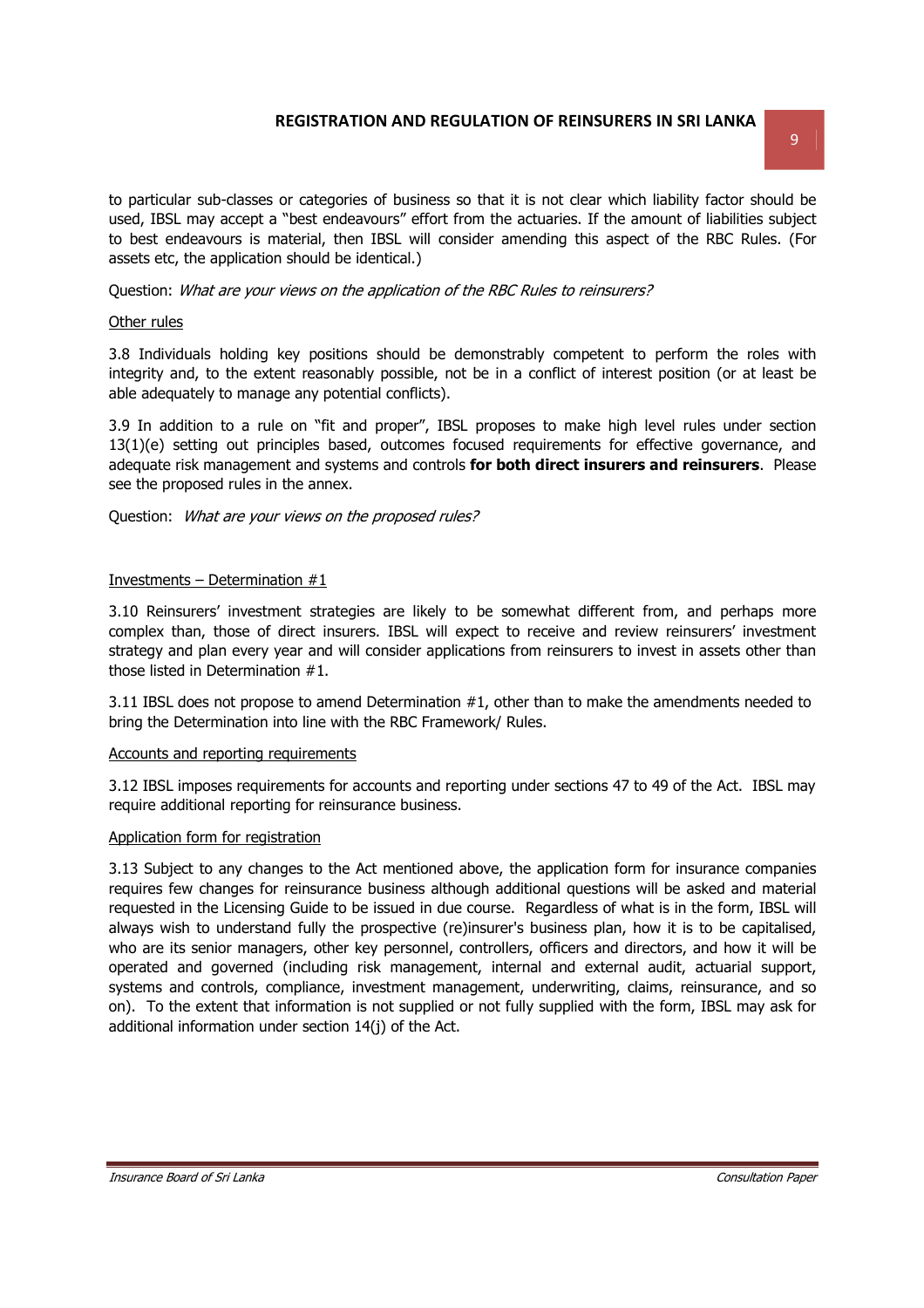to particular sub-classes or categories of business so that it is not clear which liability factor should be used, IBSL may accept a "best endeavours" effort from the actuaries. If the amount of liabilities subject to best endeavours is material, then IBSL will consider amending this aspect of the RBC Rules. (For assets etc, the application should be identical.)

Question: *What are your views on the application of the RBC Rules to reinsurers?*

Other rules

3.8 Individuals holding key positions should be demonstrably competent to perform the roles with integrity and, to the extent reasonably possible, not be in a conflict of interest position (or at least be able adequately to manage any potential conflicts).

3.9 In addition to a rule on "fit and proper", IBSL proposes to make high level rules under section 13(1)(e) setting out principles based, outcomes focused requirements for effective governance, and adequate risk management and systems and controls **for both direct insurers and reinsurers**. Please see the proposed rules in the annex.

Question: *What are your views on the proposed rules?*

Investments – Determination #1

3.10 Reinsurers' investment strategies are likely to be somewhat different from, and perhaps more complex than, those of direct insurers. IBSL will expect to receive and review reinsurers' investment strategy and plan every year and will consider applications from reinsurers to invest in assets other than those listed in Determination #1.

3.11 IBSL does not propose to amend Determination #1, other than to make the amendments needed to bring the Determination into line with the RBC Framework/ Rules.

Accounts and reporting requirements

3.12 IBSL imposes requirements for accounts and reporting under sections 47 to 49 of the Act. IBSL may require additional reporting for reinsurance business.

Application form for registration

3.13 Subject to any changes to the Act mentioned above, the application form for insurance companies requires few changes for reinsurance business although additional questions will be asked and material requested in the Licensing Guide to be issued in due course. Regardless of what is in the form, IBSL will always wish to understand fully the prospective (re)insurer's business plan, how it is to be capitalised, who are its senior managers, other key personnel, controllers, officers and directors, and how it will be operated and governed (including risk management, internal and external audit, actuarial support, systems and controls, compliance, investment management, underwriting, claims, reinsurance, and so on). To the extent that information is not supplied or not fully supplied with the form, IBSL may ask for additional information under section 14(j) of the Act.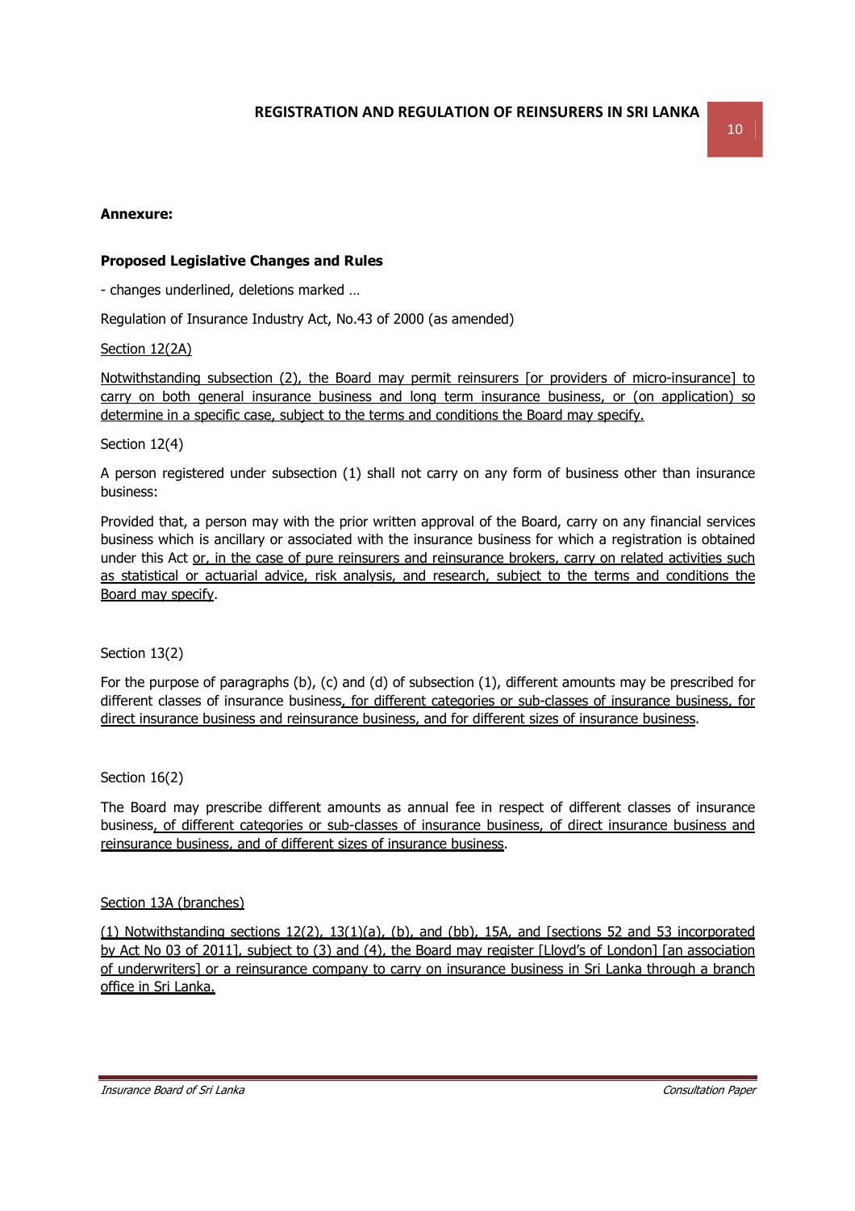**Annexure:**

**Proposed Legislative Changes and Rules**

- changes underlined, deletions marked …

Regulation of Insurance Industry Act, No.43 of 2000 (as amended)

<u>Section 12(2A)</u>

<u>Notwithstanding subsection (2), the Board may permit reinsurers [or providers of micro-insurance] to carry on both general insurance business and long term insurance business, or (on application) so determine in a specific case, subject to the terms and conditions the Board may specify.</u>

Section 12(4)

A person registered under subsection (1) shall not carry on any form of business other than insurance business:

Provided that, a person may with the prior written approval of the Board, carry on any financial services business which is ancillary or associated with the insurance business for which a registration is obtained under this Act <u>or, in the case of pure reinsurers and reinsurance brokers, carry on related activities such as statistical or actuarial advice, risk analysis, and research, subject to the terms and conditions the Board may specify</u>.

Section 13(2)

For the purpose of paragraphs (b), (c) and (d) of subsection (1), different amounts may be prescribed for different classes of insurance business<u>, for different categories or sub-classes of insurance business, for direct insurance business and reinsurance business, and for different sizes of insurance business</u>.

Section 16(2)

The Board may prescribe different amounts as annual fee in respect of different classes of insurance business<u>, of different categories or sub-classes of insurance business, of direct insurance business and reinsurance business, and of different sizes of insurance business</u>.

<u>Section 13A (branches)</u>

<u>(1) Notwithstanding sections 12(2), 13(1)(a), (b), and (bb), 15A, and [sections 52 and 53 incorporated by Act No 03 of 2011], subject to (3) and (4), the Board may register [Lloyd's of London] [an association of underwriters] or a reinsurance company to carry on insurance business in Sri Lanka through a branch office in Sri Lanka.</u>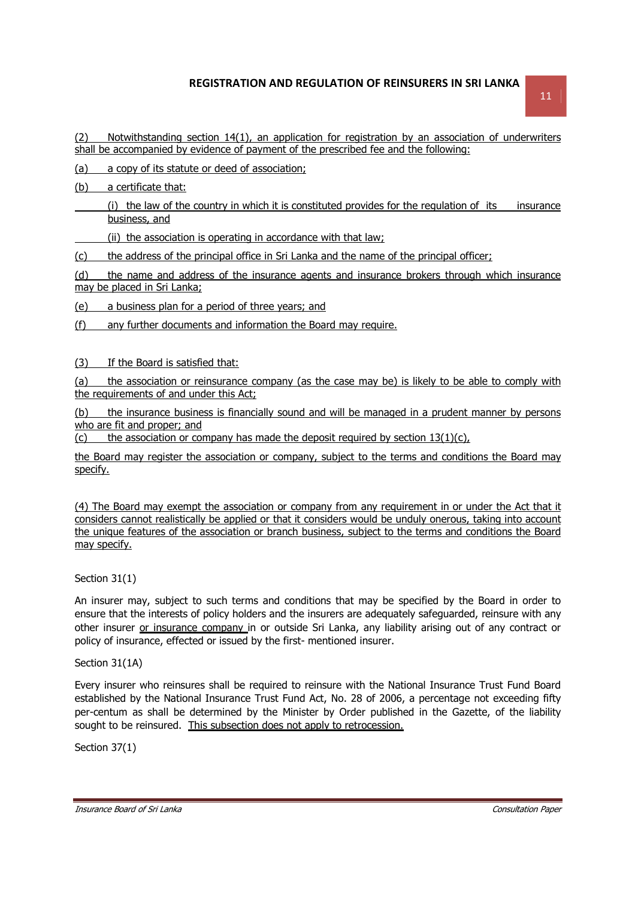(2) Notwithstanding section 14(1), an application for registration by an association of underwriters shall be accompanied by evidence of payment of the prescribed fee and the following:

(a) a copy of its statute or deed of association;

(b) a certificate that:

(i) the law of the country in which it is constituted provides for the regulation of its insurance business, and

(ii) the association is operating in accordance with that law;

(c) the address of the principal office in Sri Lanka and the name of the principal officer;

(d) the name and address of the insurance agents and insurance brokers through which insurance may be placed in Sri Lanka;

(e) a business plan for a period of three years; and

(f) any further documents and information the Board may require.

(3) If the Board is satisfied that:

(a) the association or reinsurance company (as the case may be) is likely to be able to comply with the requirements of and under this Act;

(b) the insurance business is financially sound and will be managed in a prudent manner by persons who are fit and proper; and

(c) the association or company has made the deposit required by section 13(1)(c),

the Board may register the association or company, subject to the terms and conditions the Board may specify.

(4) The Board may exempt the association or company from any requirement in or under the Act that it considers cannot realistically be applied or that it considers would be unduly onerous, taking into account the unique features of the association or branch business, subject to the terms and conditions the Board may specify.

Section 31(1)

An insurer may, subject to such terms and conditions that may be specified by the Board in order to ensure that the interests of policy holders and the insurers are adequately safeguarded, reinsure with any other insurer or insurance company in or outside Sri Lanka, any liability arising out of any contract or policy of insurance, effected or issued by the first- mentioned insurer.

Section 31(1A)

Every insurer who reinsures shall be required to reinsure with the National Insurance Trust Fund Board established by the National Insurance Trust Fund Act, No. 28 of 2006, a percentage not exceeding fifty per-centum as shall be determined by the Minister by Order published in the Gazette, of the liability sought to be reinsured. This subsection does not apply to retrocession.

Section 37(1)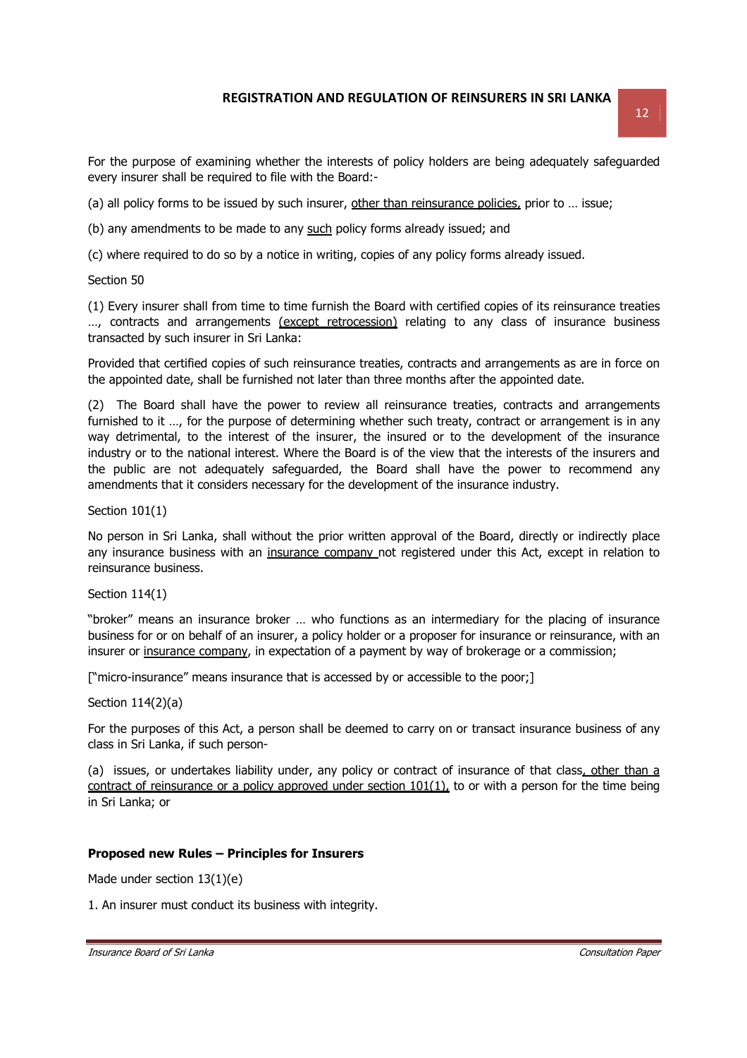For the purpose of examining whether the interests of policy holders are being adequately safeguarded every insurer shall be required to file with the Board:-

(a) all policy forms to be issued by such insurer, <u>other than reinsurance policies,</u> prior to … issue;

(b) any amendments to be made to any <u>such</u> policy forms already issued; and

(c) where required to do so by a notice in writing, copies of any policy forms already issued.

Section 50

(1) Every insurer shall from time to time furnish the Board with certified copies of its reinsurance treaties …, contracts and arrangements <u>(except retrocession)</u> relating to any class of insurance business transacted by such insurer in Sri Lanka:

Provided that certified copies of such reinsurance treaties, contracts and arrangements as are in force on the appointed date, shall be furnished not later than three months after the appointed date.

(2) The Board shall have the power to review all reinsurance treaties, contracts and arrangements furnished to it …, for the purpose of determining whether such treaty, contract or arrangement is in any way detrimental, to the interest of the insurer, the insured or to the development of the insurance industry or to the national interest. Where the Board is of the view that the interests of the insurers and the public are not adequately safeguarded, the Board shall have the power to recommend any amendments that it considers necessary for the development of the insurance industry.

Section 101(1)

No person in Sri Lanka, shall without the prior written approval of the Board, directly or indirectly place any insurance business with an <u>insurance company</u> not registered under this Act, except in relation to reinsurance business.

Section 114(1)

"broker" means an insurance broker … who functions as an intermediary for the placing of insurance business for or on behalf of an insurer, a policy holder or a proposer for insurance or reinsurance, with an insurer or <u>insurance company</u>, in expectation of a payment by way of brokerage or a commission;

["micro-insurance" means insurance that is accessed by or accessible to the poor;]

Section 114(2)(a)

For the purposes of this Act, a person shall be deemed to carry on or transact insurance business of any class in Sri Lanka, if such person-

(a) issues, or undertakes liability under, any policy or contract of insurance of that class<u>, other than a contract of reinsurance or a policy approved under section 101(1),</u> to or with a person for the time being in Sri Lanka; or

**Proposed new Rules – Principles for Insurers**

Made under section 13(1)(e)

1. An insurer must conduct its business with integrity.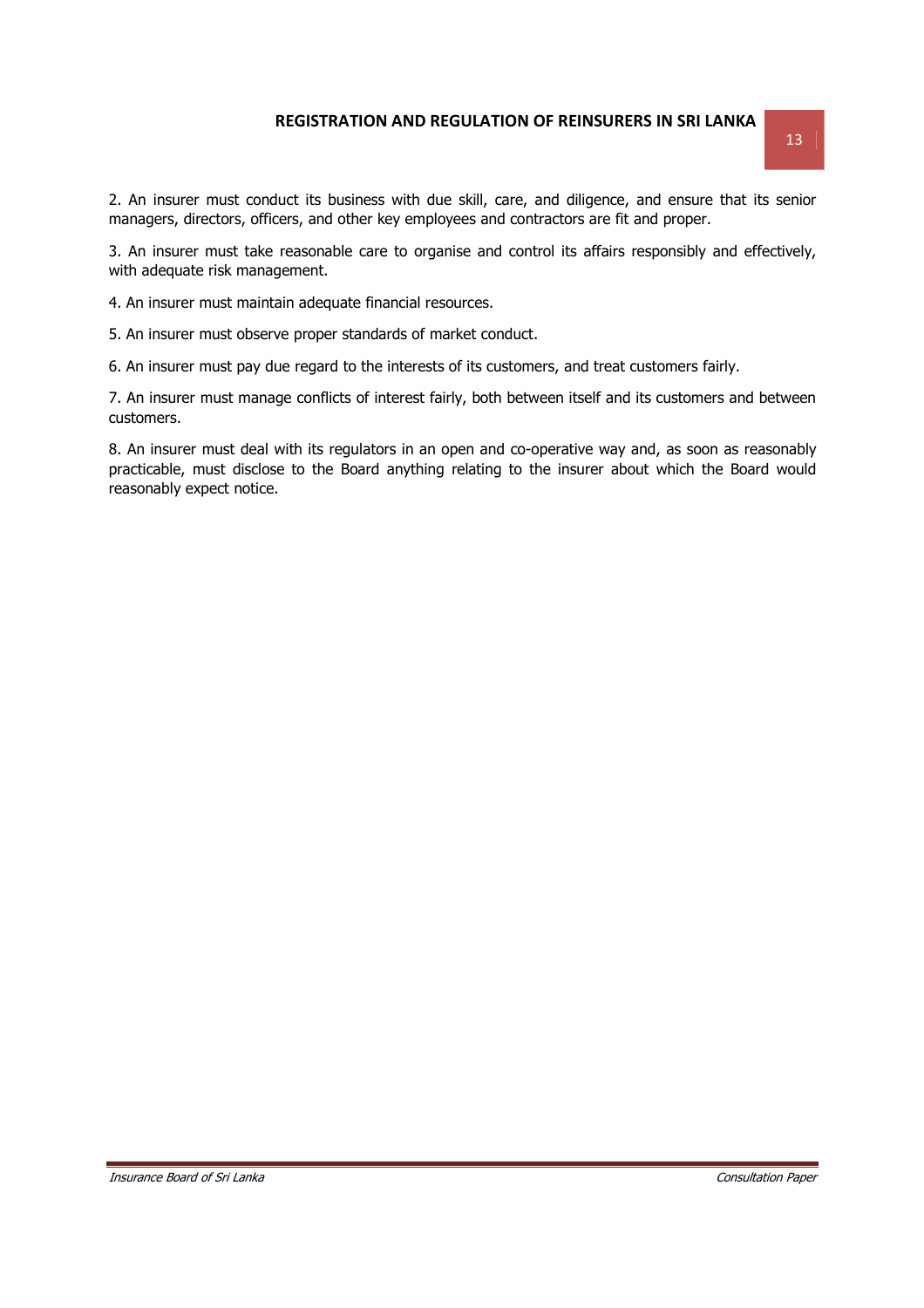2. An insurer must conduct its business with due skill, care, and diligence, and ensure that its senior managers, directors, officers, and other key employees and contractors are fit and proper.

3. An insurer must take reasonable care to organise and control its affairs responsibly and effectively, with adequate risk management.

4. An insurer must maintain adequate financial resources.

5. An insurer must observe proper standards of market conduct.

6. An insurer must pay due regard to the interests of its customers, and treat customers fairly.

7. An insurer must manage conflicts of interest fairly, both between itself and its customers and between customers.

8. An insurer must deal with its regulators in an open and co-operative way and, as soon as reasonably practicable, must disclose to the Board anything relating to the insurer about which the Board would reasonably expect notice.